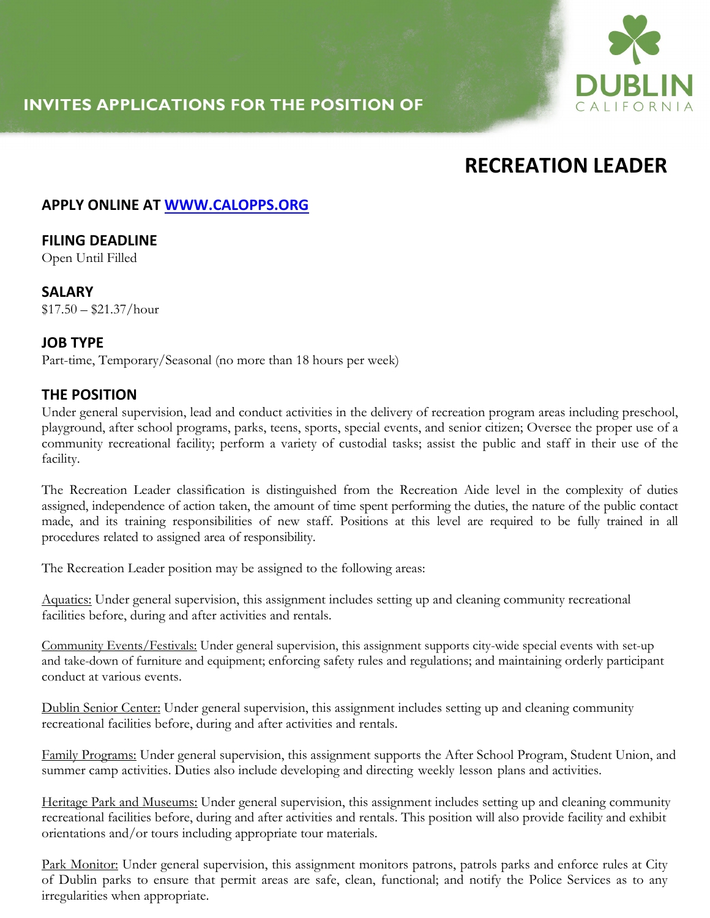INVITES APPLICATIONS FOR THE POSITION OF

DUBLIN CALIFORNIA

# RECREATION LEADER

## APPLY ONLINE AT [WWW.CALOPPS.ORG](http://WWW.CALOPPS.ORG)

## FILING DEADLINE

Open Until Filled

## SALARY

$17.50 – $21.37/hour

## JOB TYPE

Part-time, Temporary/Seasonal (no more than 18 hours per week)

## THE POSITION

Under general supervision, lead and conduct activities in the delivery of recreation program areas including preschool, playground, after school programs, parks, teens, sports, special events, and senior citizen; Oversee the proper use of a community recreational facility; perform a variety of custodial tasks; assist the public and staff in their use of the facility.

The Recreation Leader classification is distinguished from the Recreation Aide level in the complexity of duties assigned, independence of action taken, the amount of time spent performing the duties, the nature of the public contact made, and its training responsibilities of new staff. Positions at this level are required to be fully trained in all procedures related to assigned area of responsibility.

The Recreation Leader position may be assigned to the following areas:

Aquatics: Under general supervision, this assignment includes setting up and cleaning community recreational facilities before, during and after activities and rentals.

Community Events/Festivals: Under general supervision, this assignment supports city-wide special events with set-up and take-down of furniture and equipment; enforcing safety rules and regulations; and maintaining orderly participant conduct at various events.

Dublin Senior Center: Under general supervision, this assignment includes setting up and cleaning community recreational facilities before, during and after activities and rentals.

Family Programs: Under general supervision, this assignment supports the After School Program, Student Union, and summer camp activities. Duties also include developing and directing weekly lesson plans and activities.

Heritage Park and Museums: Under general supervision, this assignment includes setting up and cleaning community recreational facilities before, during and after activities and rentals. This position will also provide facility and exhibit orientations and/or tours including appropriate tour materials.

Park Monitor: Under general supervision, this assignment monitors patrons, patrols parks and enforce rules at City of Dublin parks to ensure that permit areas are safe, clean, functional; and notify the Police Services as to any irregularities when appropriate.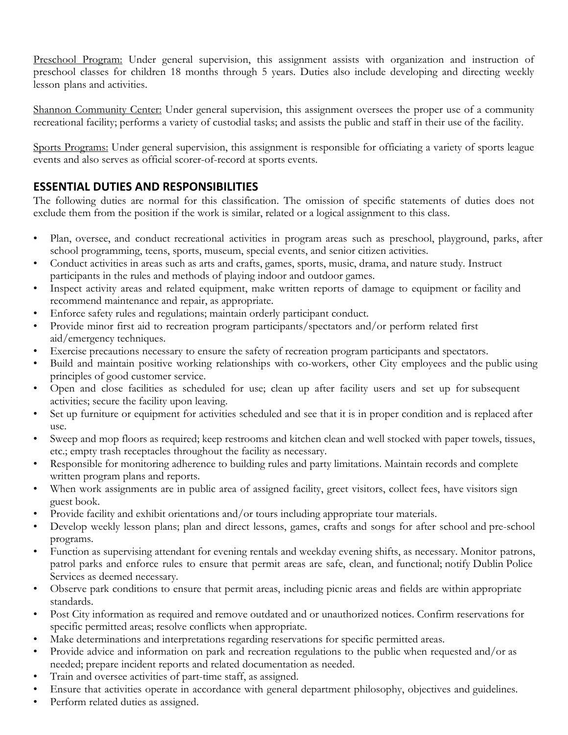<u>Preschool Program:</u> Under general supervision, this assignment assists with organization and instruction of preschool classes for children 18 months through 5 years. Duties also include developing and directing weekly lesson plans and activities.

<u>Shannon Community Center:</u> Under general supervision, this assignment oversees the proper use of a community recreational facility; performs a variety of custodial tasks; and assists the public and staff in their use of the facility.

<u>Sports Programs:</u> Under general supervision, this assignment is responsible for officiating a variety of sports league events and also serves as official scorer-of-record at sports events.

## ESSENTIAL DUTIES AND RESPONSIBILITIES

The following duties are normal for this classification. The omission of specific statements of duties does not exclude them from the position if the work is similar, related or a logical assignment to this class.

- Plan, oversee, and conduct recreational activities in program areas such as preschool, playground, parks, after school programming, teens, sports, museum, special events, and senior citizen activities.
- Conduct activities in areas such as arts and crafts, games, sports, music, drama, and nature study. Instruct participants in the rules and methods of playing indoor and outdoor games.
- Inspect activity areas and related equipment, make written reports of damage to equipment or facility and recommend maintenance and repair, as appropriate.
- Enforce safety rules and regulations; maintain orderly participant conduct.
- Provide minor first aid to recreation program participants/spectators and/or perform related first aid/emergency techniques.
- Exercise precautions necessary to ensure the safety of recreation program participants and spectators.
- Build and maintain positive working relationships with co-workers, other City employees and the public using principles of good customer service.
- Open and close facilities as scheduled for use; clean up after facility users and set up for subsequent activities; secure the facility upon leaving.
- Set up furniture or equipment for activities scheduled and see that it is in proper condition and is replaced after use.
- Sweep and mop floors as required; keep restrooms and kitchen clean and well stocked with paper towels, tissues, etc.; empty trash receptacles throughout the facility as necessary.
- Responsible for monitoring adherence to building rules and party limitations. Maintain records and complete written program plans and reports.
- When work assignments are in public area of assigned facility, greet visitors, collect fees, have visitors sign guest book.
- Provide facility and exhibit orientations and/or tours including appropriate tour materials.
- Develop weekly lesson plans; plan and direct lessons, games, crafts and songs for after school and pre-school programs.
- Function as supervising attendant for evening rentals and weekday evening shifts, as necessary. Monitor patrons, patrol parks and enforce rules to ensure that permit areas are safe, clean, and functional; notify Dublin Police Services as deemed necessary.
- Observe park conditions to ensure that permit areas, including picnic areas and fields are within appropriate standards.
- Post City information as required and remove outdated and or unauthorized notices. Confirm reservations for specific permitted areas; resolve conflicts when appropriate.
- Make determinations and interpretations regarding reservations for specific permitted areas.
- Provide advice and information on park and recreation regulations to the public when requested and/or as needed; prepare incident reports and related documentation as needed.
- Train and oversee activities of part-time staff, as assigned.
- Ensure that activities operate in accordance with general department philosophy, objectives and guidelines.
- Perform related duties as assigned.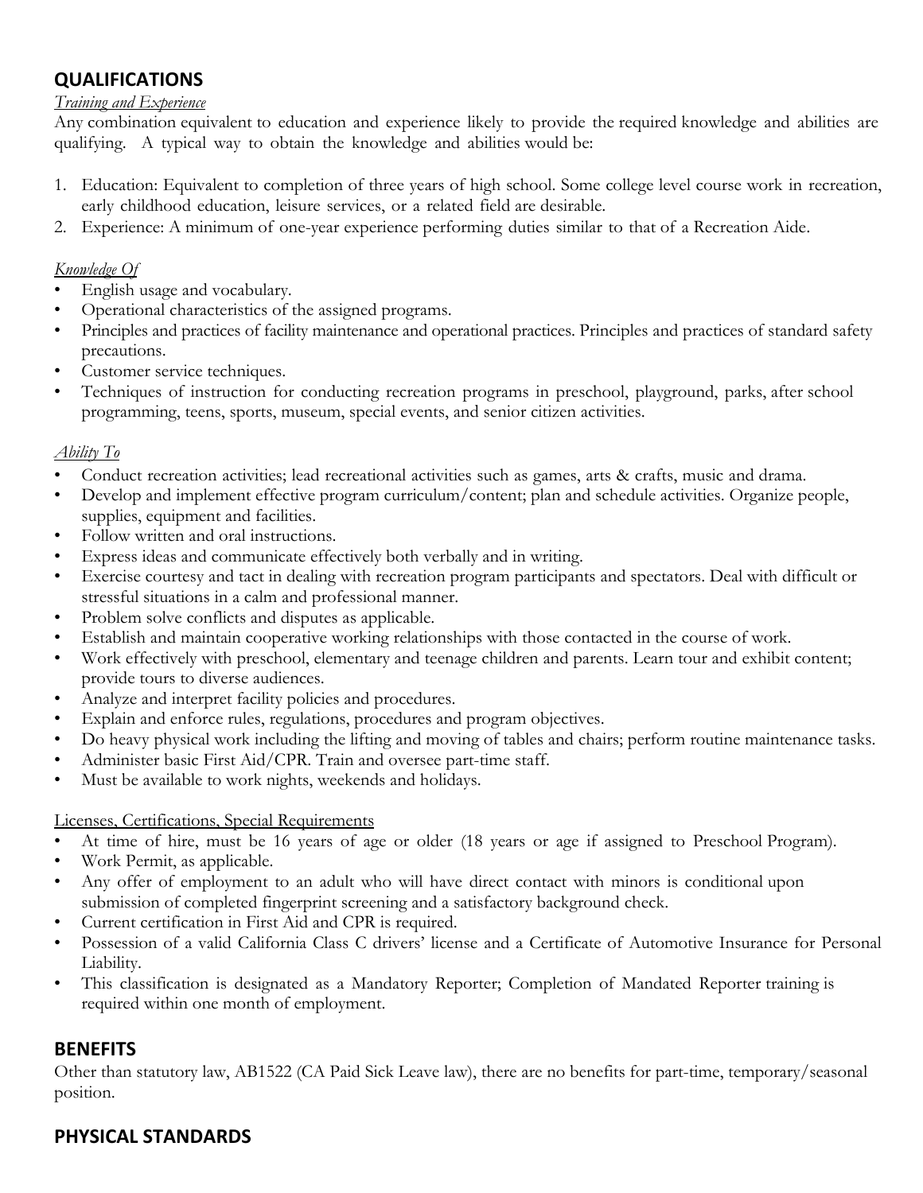## QUALIFICATIONS

*Training and Experience*

Any combination equivalent to education and experience likely to provide the required knowledge and abilities are qualifying. A typical way to obtain the knowledge and abilities would be:

1. Education: Equivalent to completion of three years of high school. Some college level course work in recreation, early childhood education, leisure services, or a related field are desirable.
2. Experience: A minimum of one-year experience performing duties similar to that of a Recreation Aide.

*Knowledge Of*

- English usage and vocabulary.
- Operational characteristics of the assigned programs.
- Principles and practices of facility maintenance and operational practices. Principles and practices of standard safety precautions.
- Customer service techniques.
- Techniques of instruction for conducting recreation programs in preschool, playground, parks, after school programming, teens, sports, museum, special events, and senior citizen activities.

*Ability To*

- Conduct recreation activities; lead recreational activities such as games, arts & crafts, music and drama.
- Develop and implement effective program curriculum/content; plan and schedule activities. Organize people, supplies, equipment and facilities.
- Follow written and oral instructions.
- Express ideas and communicate effectively both verbally and in writing.
- Exercise courtesy and tact in dealing with recreation program participants and spectators. Deal with difficult or stressful situations in a calm and professional manner.
- Problem solve conflicts and disputes as applicable.
- Establish and maintain cooperative working relationships with those contacted in the course of work.
- Work effectively with preschool, elementary and teenage children and parents. Learn tour and exhibit content; provide tours to diverse audiences.
- Analyze and interpret facility policies and procedures.
- Explain and enforce rules, regulations, procedures and program objectives.
- Do heavy physical work including the lifting and moving of tables and chairs; perform routine maintenance tasks.
- Administer basic First Aid/CPR. Train and oversee part-time staff.
- Must be available to work nights, weekends and holidays.

Licenses, Certifications, Special Requirements

- At time of hire, must be 16 years of age or older (18 years or age if assigned to Preschool Program).
- Work Permit, as applicable.
- Any offer of employment to an adult who will have direct contact with minors is conditional upon submission of completed fingerprint screening and a satisfactory background check.
- Current certification in First Aid and CPR is required.
- Possession of a valid California Class C drivers' license and a Certificate of Automotive Insurance for Personal Liability.
- This classification is designated as a Mandatory Reporter; Completion of Mandated Reporter training is required within one month of employment.

## BENEFITS

Other than statutory law, AB1522 (CA Paid Sick Leave law), there are no benefits for part-time, temporary/seasonal position.

## PHYSICAL STANDARDS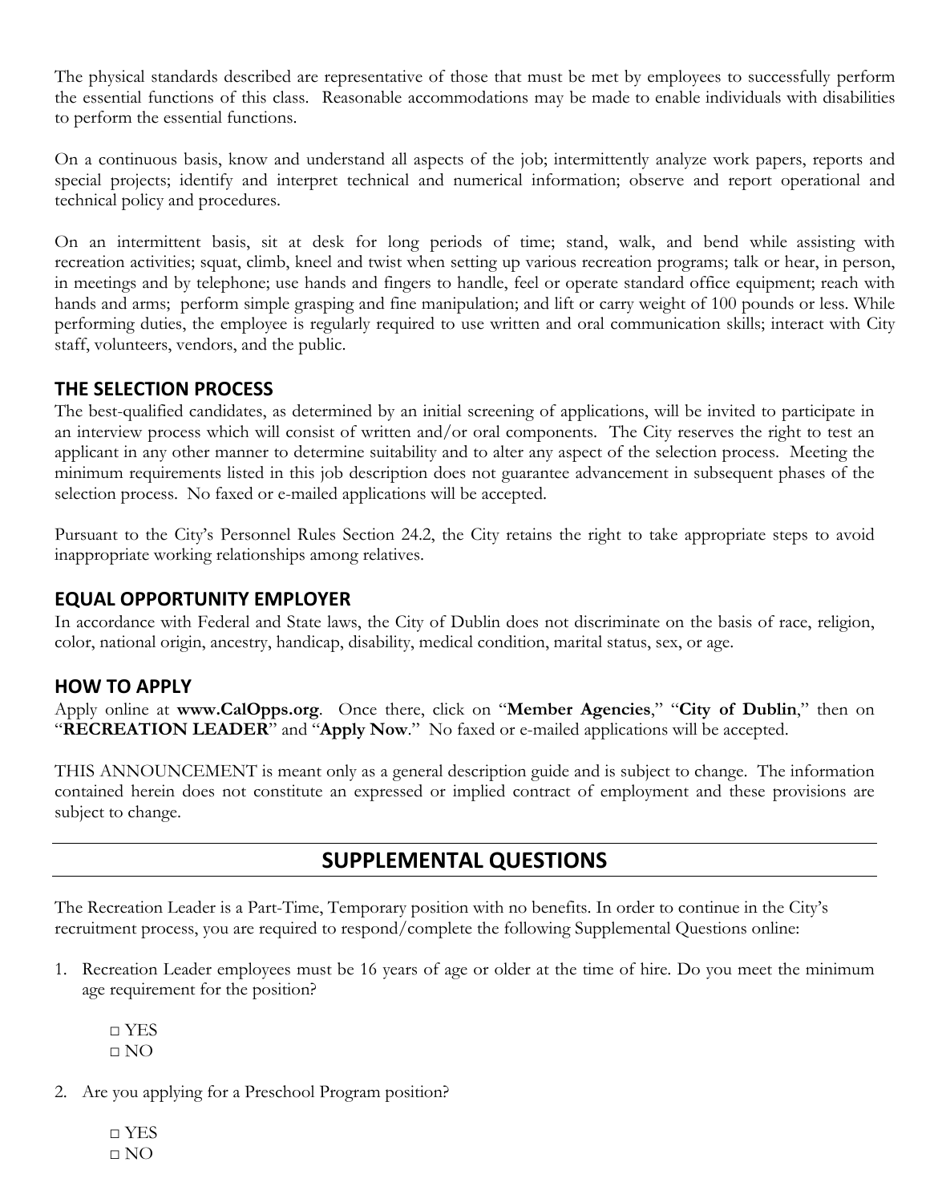The physical standards described are representative of those that must be met by employees to successfully perform the essential functions of this class. Reasonable accommodations may be made to enable individuals with disabilities to perform the essential functions.

On a continuous basis, know and understand all aspects of the job; intermittently analyze work papers, reports and special projects; identify and interpret technical and numerical information; observe and report operational and technical policy and procedures.

On an intermittent basis, sit at desk for long periods of time; stand, walk, and bend while assisting with recreation activities; squat, climb, kneel and twist when setting up various recreation programs; talk or hear, in person, in meetings and by telephone; use hands and fingers to handle, feel or operate standard office equipment; reach with hands and arms; perform simple grasping and fine manipulation; and lift or carry weight of 100 pounds or less. While performing duties, the employee is regularly required to use written and oral communication skills; interact with City staff, volunteers, vendors, and the public.

## THE SELECTION PROCESS

The best-qualified candidates, as determined by an initial screening of applications, will be invited to participate in an interview process which will consist of written and/or oral components. The City reserves the right to test an applicant in any other manner to determine suitability and to alter any aspect of the selection process. Meeting the minimum requirements listed in this job description does not guarantee advancement in subsequent phases of the selection process. No faxed or e-mailed applications will be accepted.

Pursuant to the City's Personnel Rules Section 24.2, the City retains the right to take appropriate steps to avoid inappropriate working relationships among relatives.

## EQUAL OPPORTUNITY EMPLOYER

In accordance with Federal and State laws, the City of Dublin does not discriminate on the basis of race, religion, color, national origin, ancestry, handicap, disability, medical condition, marital status, sex, or age.

## HOW TO APPLY

Apply online at **www.CalOpps.org**. Once there, click on "**Member Agencies**," "**City of Dublin**," then on "**RECREATION LEADER**" and "**Apply Now**." No faxed or e-mailed applications will be accepted.

THIS ANNOUNCEMENT is meant only as a general description guide and is subject to change. The information contained herein does not constitute an expressed or implied contract of employment and these provisions are subject to change.

## SUPPLEMENTAL QUESTIONS

The Recreation Leader is a Part-Time, Temporary position with no benefits. In order to continue in the City's recruitment process, you are required to respond/complete the following Supplemental Questions online:

1. Recreation Leader employees must be 16 years of age or older at the time of hire. Do you meet the minimum age requirement for the position?

   □ YES
   □ NO

2. Are you applying for a Preschool Program position?

   □ YES
   □ NO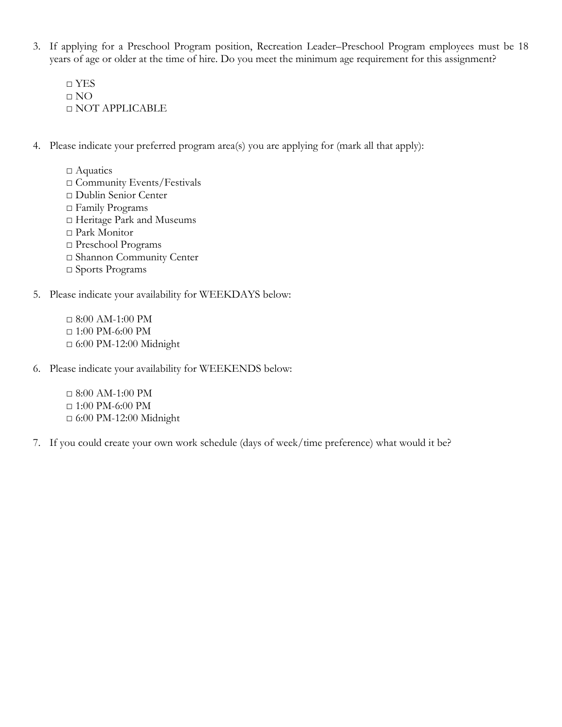3. If applying for a Preschool Program position, Recreation Leader–Preschool Program employees must be 18 years of age or older at the time of hire. Do you meet the minimum age requirement for this assignment?

   □ YES
   □ NO
   □ NOT APPLICABLE

4. Please indicate your preferred program area(s) you are applying for (mark all that apply):

   □ Aquatics
   □ Community Events/Festivals
   □ Dublin Senior Center
   □ Family Programs
   □ Heritage Park and Museums
   □ Park Monitor
   □ Preschool Programs
   □ Shannon Community Center
   □ Sports Programs

5. Please indicate your availability for WEEKDAYS below:

   □ 8:00 AM-1:00 PM
   □ 1:00 PM-6:00 PM
   □ 6:00 PM-12:00 Midnight

6. Please indicate your availability for WEEKENDS below:

   □ 8:00 AM-1:00 PM
   □ 1:00 PM-6:00 PM
   □ 6:00 PM-12:00 Midnight

7. If you could create your own work schedule (days of week/time preference) what would it be?